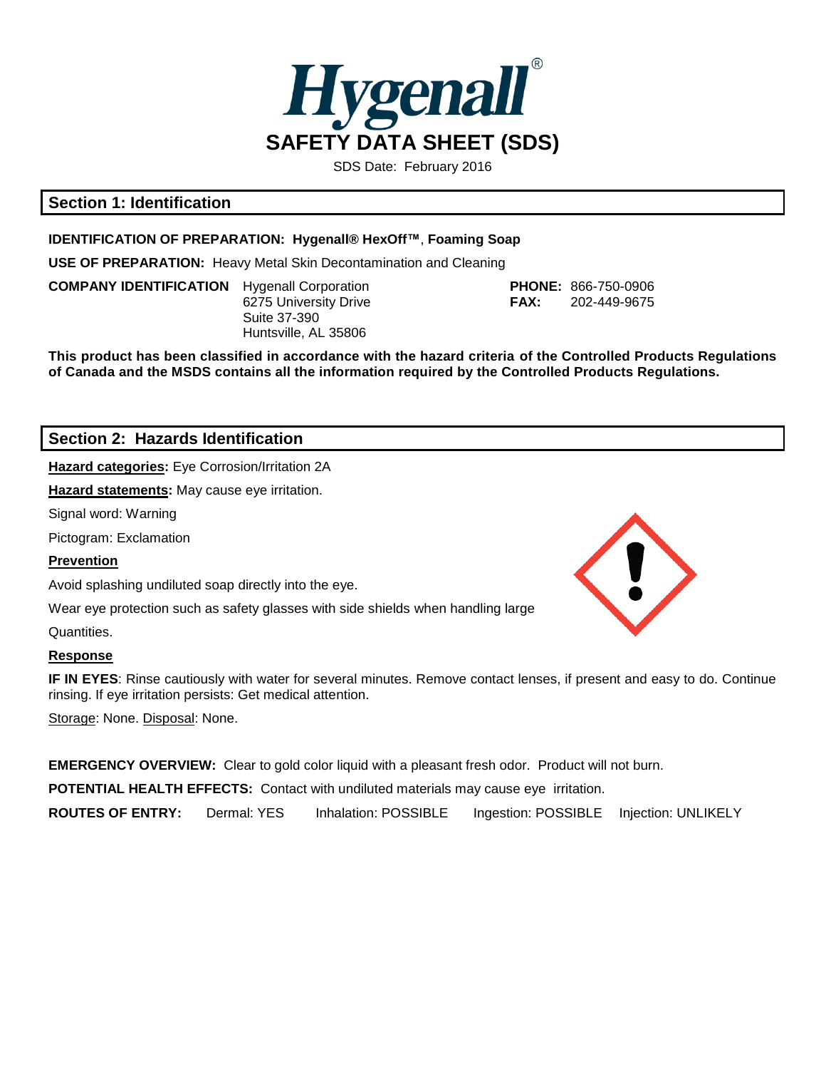# Hygenall®

# SAFETY DATA SHEET (SDS)

SDS Date: February 2016

## Section 1: Identification

**IDENTIFICATION OF PREPARATION: Hygenall® HexOff™, Foaming Soap**

**USE OF PREPARATION:** Heavy Metal Skin Decontamination and Cleaning

**COMPANY IDENTIFICATION** Hygenall Corporation
6275 University Drive
Suite 37-390
Huntsville, AL 35806

**PHONE:** 866-750-0906
**FAX:** 202-449-9675

**This product has been classified in accordance with the hazard criteria of the Controlled Products Regulations of Canada and the MSDS contains all the information required by the Controlled Products Regulations.**

## Section 2: Hazards Identification

**Hazard categories:** Eye Corrosion/Irritation 2A

**Hazard statements:** May cause eye irritation.

Signal word: Warning

Pictogram: Exclamation

**Prevention**

Avoid splashing undiluted soap directly into the eye.

Wear eye protection such as safety glasses with side shields when handling large Quantities.

**Response**

**IF IN EYES**: Rinse cautiously with water for several minutes. Remove contact lenses, if present and easy to do. Continue rinsing. If eye irritation persists: Get medical attention.

Storage: None. Disposal: None.

**EMERGENCY OVERVIEW:** Clear to gold color liquid with a pleasant fresh odor. Product will not burn.

**POTENTIAL HEALTH EFFECTS:** Contact with undiluted materials may cause eye irritation.

**ROUTES OF ENTRY:** Dermal: YES Inhalation: POSSIBLE Ingestion: POSSIBLE Injection: UNLIKELY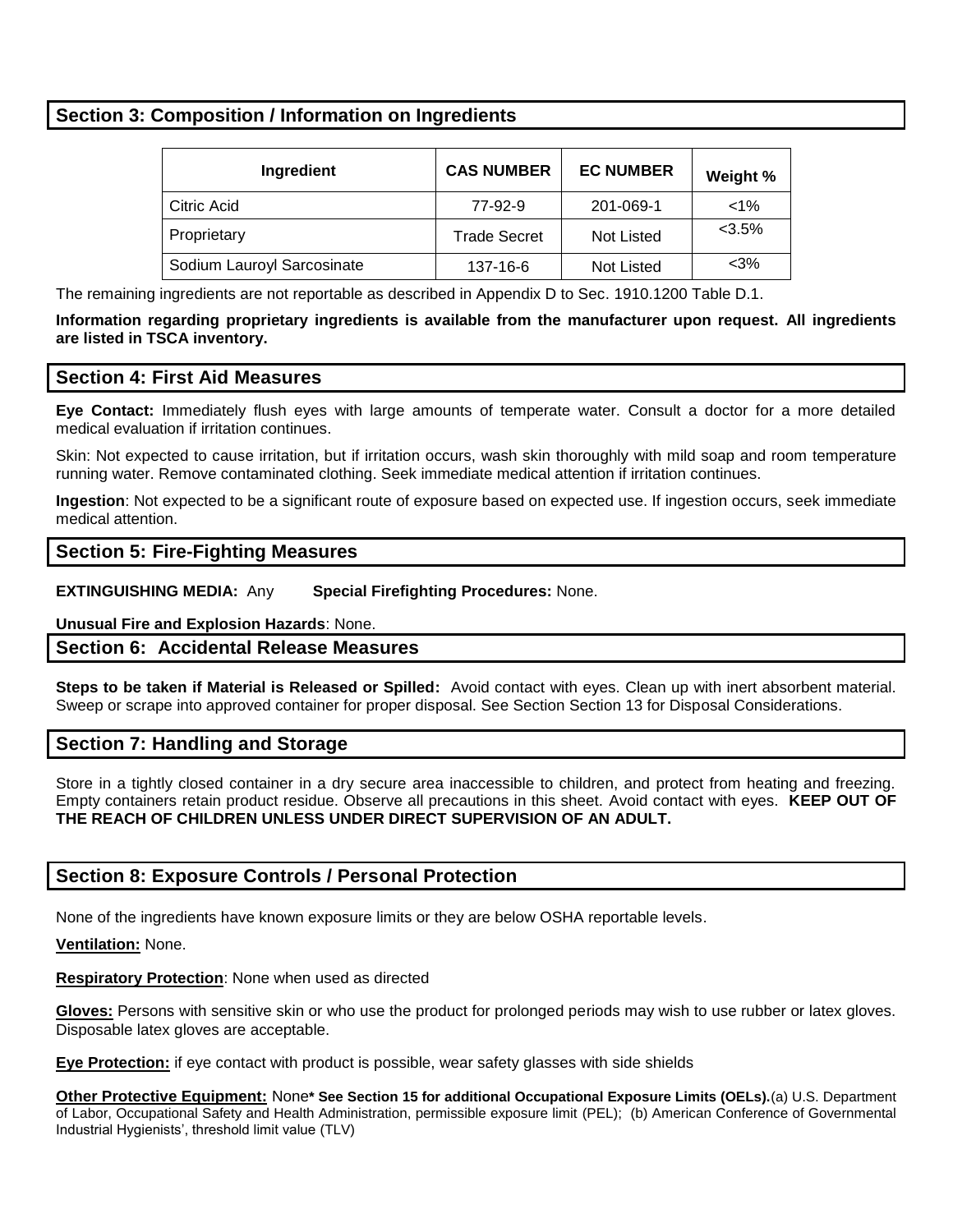## Section 3: Composition / Information on Ingredients

| Ingredient | CAS NUMBER | EC NUMBER | Weight % |
|---|---|---|---|
| Citric Acid | 77-92-9 | 201-069-1 | <1% |
| Proprietary | Trade Secret | Not Listed | <3.5% |
| Sodium Lauroyl Sarcosinate | 137-16-6 | Not Listed | <3% |

The remaining ingredients are not reportable as described in Appendix D to Sec. 1910.1200 Table D.1.

**Information regarding proprietary ingredients is available from the manufacturer upon request. All ingredients are listed in TSCA inventory.**

## Section 4: First Aid Measures

**Eye Contact:** Immediately flush eyes with large amounts of temperate water. Consult a doctor for a more detailed medical evaluation if irritation continues.

Skin: Not expected to cause irritation, but if irritation occurs, wash skin thoroughly with mild soap and room temperature running water. Remove contaminated clothing. Seek immediate medical attention if irritation continues.

**Ingestion**: Not expected to be a significant route of exposure based on expected use. If ingestion occurs, seek immediate medical attention.

## Section 5: Fire-Fighting Measures

**EXTINGUISHING MEDIA:** Any **Special Firefighting Procedures:** None.

**Unusual Fire and Explosion Hazards**: None.

## Section 6: Accidental Release Measures

**Steps to be taken if Material is Released or Spilled:** Avoid contact with eyes. Clean up with inert absorbent material. Sweep or scrape into approved container for proper disposal. See Section Section 13 for Disposal Considerations.

## Section 7: Handling and Storage

Store in a tightly closed container in a dry secure area inaccessible to children, and protect from heating and freezing. Empty containers retain product residue. Observe all precautions in this sheet. Avoid contact with eyes. **KEEP OUT OF THE REACH OF CHILDREN UNLESS UNDER DIRECT SUPERVISION OF AN ADULT.**

## Section 8: Exposure Controls / Personal Protection

None of the ingredients have known exposure limits or they are below OSHA reportable levels.

**Ventilation:** None.

**Respiratory Protection**: None when used as directed

**Gloves:** Persons with sensitive skin or who use the product for prolonged periods may wish to use rubber or latex gloves. Disposable latex gloves are acceptable.

**Eye Protection:** if eye contact with product is possible, wear safety glasses with side shields

**Other Protective Equipment:** None**\* See Section 15 for additional Occupational Exposure Limits (OELs).**(a) U.S. Department of Labor, Occupational Safety and Health Administration, permissible exposure limit (PEL); (b) American Conference of Governmental Industrial Hygienists', threshold limit value (TLV)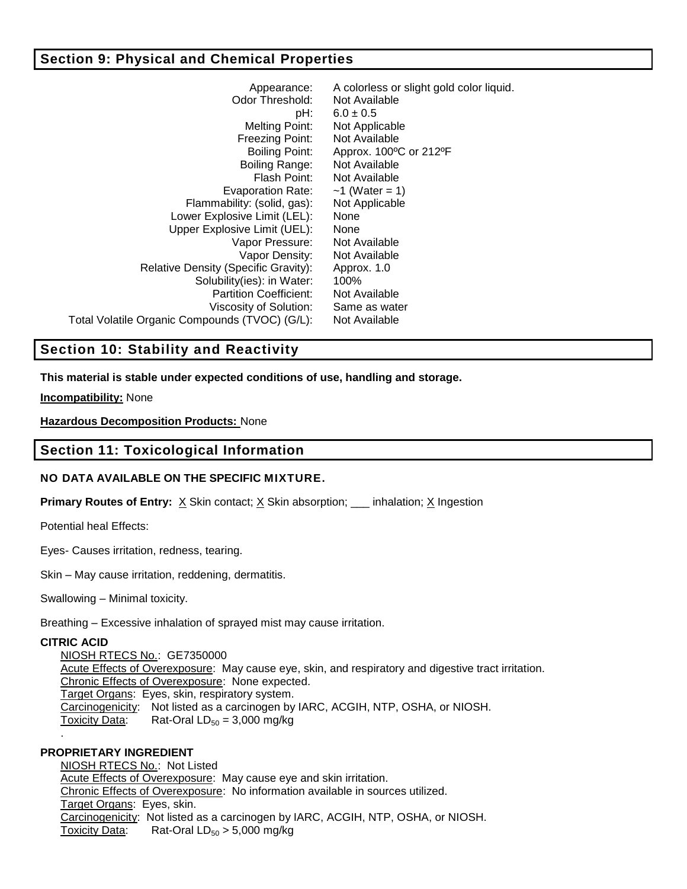## Section 9: Physical and Chemical Properties

| Property | Value |
|---|---|
| Appearance: | A colorless or slight gold color liquid. |
| Odor Threshold: | Not Available |
| pH: | 6.0 ± 0.5 |
| Melting Point: | Not Applicable |
| Freezing Point: | Not Available |
| Boiling Point: | Approx. 100ºC or 212ºF |
| Boiling Range: | Not Available |
| Flash Point: | Not Available |
| Evaporation Rate: | ~1 (Water = 1) |
| Flammability: (solid, gas): | Not Applicable |
| Lower Explosive Limit (LEL): | None |
| Upper Explosive Limit (UEL): | None |
| Vapor Pressure: | Not Available |
| Vapor Density: | Not Available |
| Relative Density (Specific Gravity): | Approx. 1.0 |
| Solubility(ies): in Water: | 100% |
| Partition Coefficient: | Not Available |
| Viscosity of Solution: | Same as water |
| Total Volatile Organic Compounds (TVOC) (G/L): | Not Available |

## Section 10: Stability and Reactivity

**This material is stable under expected conditions of use, handling and storage.**

**Incompatibility:** None

**Hazardous Decomposition Products:** None

## Section 11: Toxicological Information

**NO DATA AVAILABLE ON THE SPECIFIC MIXTURE.**

**Primary Routes of Entry:** X Skin contact; X Skin absorption; ___ inhalation; X Ingestion

Potential heal Effects:

Eyes- Causes irritation, redness, tearing.

Skin – May cause irritation, reddening, dermatitis.

Swallowing – Minimal toxicity.

Breathing – Excessive inhalation of sprayed mist may cause irritation.

**CITRIC ACID**

NIOSH RTECS No.: GE7350000
Acute Effects of Overexposure: May cause eye, skin, and respiratory and digestive tract irritation.
Chronic Effects of Overexposure: None expected.
Target Organs: Eyes, skin, respiratory system.
Carcinogenicity: Not listed as a carcinogen by IARC, ACGIH, NTP, OSHA, or NIOSH.
Toxicity Data: Rat-Oral $LD_{50}$ = 3,000 mg/kg

.

**PROPRIETARY INGREDIENT**

NIOSH RTECS No.: Not Listed
Acute Effects of Overexposure: May cause eye and skin irritation.
Chronic Effects of Overexposure: No information available in sources utilized.
Target Organs: Eyes, skin.
Carcinogenicity: Not listed as a carcinogen by IARC, ACGIH, NTP, OSHA, or NIOSH.
Toxicity Data: Rat-Oral $LD_{50}$ > 5,000 mg/kg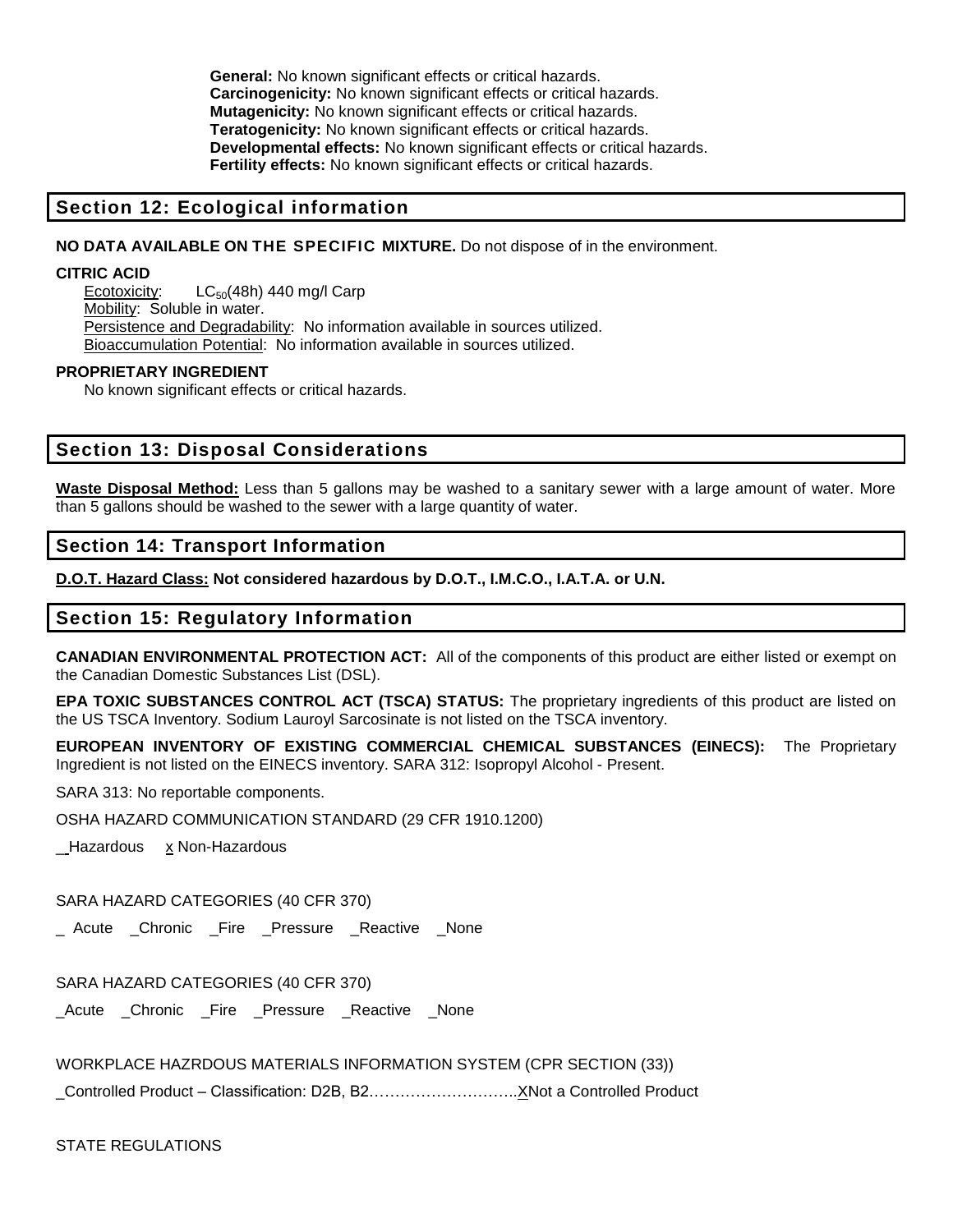**General:** No known significant effects or critical hazards.
**Carcinogenicity:** No known significant effects or critical hazards.
**Mutagenicity:** No known significant effects or critical hazards.
**Teratogenicity:** No known significant effects or critical hazards.
**Developmental effects:** No known significant effects or critical hazards.
**Fertility effects:** No known significant effects or critical hazards.

## Section 12: Ecological information

**NO DATA AVAILABLE ON THE SPECIFIC MIXTURE.** Do not dispose of in the environment.

**CITRIC ACID**

Ecotoxicity: $LC_{50}$(48h) 440 mg/l Carp
Mobility: Soluble in water.
Persistence and Degradability: No information available in sources utilized.
Bioaccumulation Potential: No information available in sources utilized.

**PROPRIETARY INGREDIENT**

No known significant effects or critical hazards.

## Section 13: Disposal Considerations

**Waste Disposal Method:** Less than 5 gallons may be washed to a sanitary sewer with a large amount of water. More than 5 gallons should be washed to the sewer with a large quantity of water.

## Section 14: Transport Information

**D.O.T. Hazard Class: Not considered hazardous by D.O.T., I.M.C.O., I.A.T.A. or U.N.**

## Section 15: Regulatory Information

**CANADIAN ENVIRONMENTAL PROTECTION ACT:** All of the components of this product are either listed or exempt on the Canadian Domestic Substances List (DSL).

**EPA TOXIC SUBSTANCES CONTROL ACT (TSCA) STATUS:** The proprietary ingredients of this product are listed on the US TSCA Inventory. Sodium Lauroyl Sarcosinate is not listed on the TSCA inventory.

**EUROPEAN INVENTORY OF EXISTING COMMERCIAL CHEMICAL SUBSTANCES (EINECS):** The Proprietary Ingredient is not listed on the EINECS inventory. SARA 312: Isopropyl Alcohol - Present.

SARA 313: No reportable components.

OSHA HAZARD COMMUNICATION STANDARD (29 CFR 1910.1200)

_Hazardous x Non-Hazardous

SARA HAZARD CATEGORIES (40 CFR 370)

_ Acute _Chronic _Fire _Pressure _Reactive _None

SARA HAZARD CATEGORIES (40 CFR 370)

_Acute _Chronic _Fire _Pressure _Reactive _None

WORKPLACE HAZRDOUS MATERIALS INFORMATION SYSTEM (CPR SECTION (33))

_Controlled Product – Classification: D2B, B2………………………..XNot a Controlled Product

STATE REGULATIONS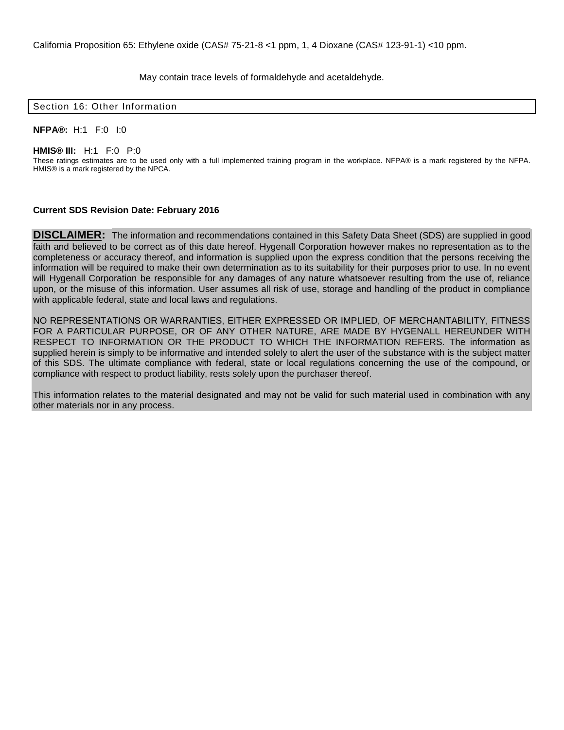California Proposition 65: Ethylene oxide (CAS# 75-21-8 <1 ppm, 1, 4 Dioxane (CAS# 123-91-1) <10 ppm.

May contain trace levels of formaldehyde and acetaldehyde.

## Section 16: Other Information

**NFPA®:** H:1 F:0 I:0

**HMIS® III:** H:1 F:0 P:0

These ratings estimates are to be used only with a full implemented training program in the workplace. NFPA® is a mark registered by the NFPA. HMIS® is a mark registered by the NPCA.

**Current SDS Revision Date: February 2016**

**DISCLAIMER:** The information and recommendations contained in this Safety Data Sheet (SDS) are supplied in good faith and believed to be correct as of this date hereof. Hygenall Corporation however makes no representation as to the completeness or accuracy thereof, and information is supplied upon the express condition that the persons receiving the information will be required to make their own determination as to its suitability for their purposes prior to use. In no event will Hygenall Corporation be responsible for any damages of any nature whatsoever resulting from the use of, reliance upon, or the misuse of this information. User assumes all risk of use, storage and handling of the product in compliance with applicable federal, state and local laws and regulations.

NO REPRESENTATIONS OR WARRANTIES, EITHER EXPRESSED OR IMPLIED, OF MERCHANTABILITY, FITNESS FOR A PARTICULAR PURPOSE, OR OF ANY OTHER NATURE, ARE MADE BY HYGENALL HEREUNDER WITH RESPECT TO INFORMATION OR THE PRODUCT TO WHICH THE INFORMATION REFERS. The information as supplied herein is simply to be informative and intended solely to alert the user of the substance with is the subject matter of this SDS. The ultimate compliance with federal, state or local regulations concerning the use of the compound, or compliance with respect to product liability, rests solely upon the purchaser thereof.

This information relates to the material designated and may not be valid for such material used in combination with any other materials nor in any process.